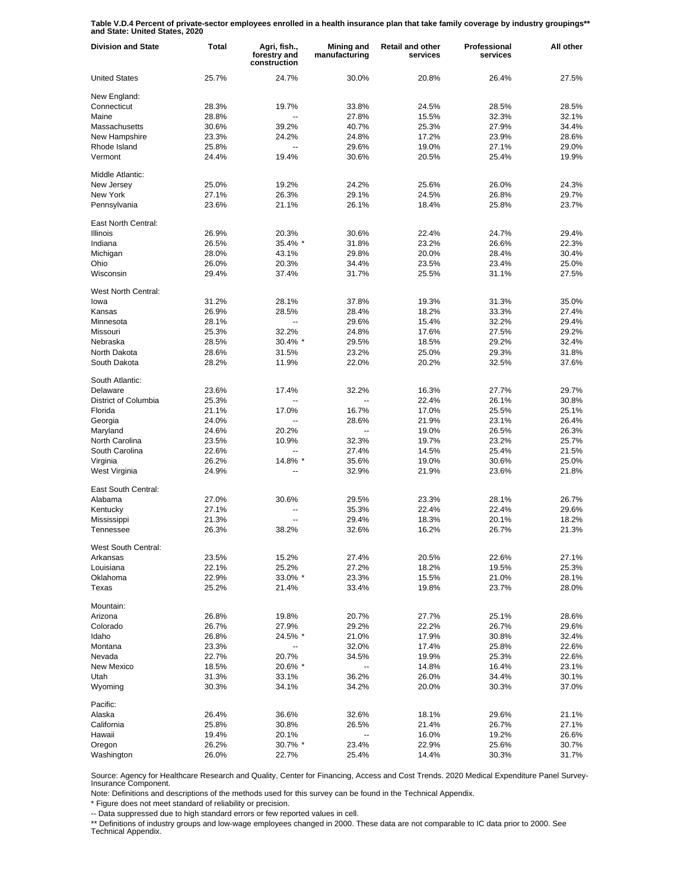**Table V.D.4 Percent of private-sector employees enrolled in a health insurance plan that take family coverage by industry groupings** and State: United States, 2020**

| Division and State | Total | Agri, fish., forestry and construction | Mining and manufacturing | Retail and other services | Professional services | All other |
|---|---|---|---|---|---|---|
| United States | 25.7% | 24.7% | 30.0% | 20.8% | 26.4% | 27.5% |
| New England: | | | | | | |
| Connecticut | 28.3% | 19.7% | 33.8% | 24.5% | 28.5% | 28.5% |
| Maine | 28.8% | -- | 27.8% | 15.5% | 32.3% | 32.1% |
| Massachusetts | 30.6% | 39.2% | 40.7% | 25.3% | 27.9% | 34.4% |
| New Hampshire | 23.3% | 24.2% | 24.8% | 17.2% | 23.9% | 28.6% |
| Rhode Island | 25.8% | -- | 29.6% | 19.0% | 27.1% | 29.0% |
| Vermont | 24.4% | 19.4% | 30.6% | 20.5% | 25.4% | 19.9% |
| Middle Atlantic: | | | | | | |
| New Jersey | 25.0% | 19.2% | 24.2% | 25.6% | 26.0% | 24.3% |
| New York | 27.1% | 26.3% | 29.1% | 24.5% | 26.8% | 29.7% |
| Pennsylvania | 23.6% | 21.1% | 26.1% | 18.4% | 25.8% | 23.7% |
| East North Central: | | | | | | |
| Illinois | 26.9% | 20.3% | 30.6% | 22.4% | 24.7% | 29.4% |
| Indiana | 26.5% | 35.4% * | 31.8% | 23.2% | 26.6% | 22.3% |
| Michigan | 28.0% | 43.1% | 29.8% | 20.0% | 28.4% | 30.4% |
| Ohio | 26.0% | 20.3% | 34.4% | 23.5% | 23.4% | 25.0% |
| Wisconsin | 29.4% | 37.4% | 31.7% | 25.5% | 31.1% | 27.5% |
| West North Central: | | | | | | |
| Iowa | 31.2% | 28.1% | 37.8% | 19.3% | 31.3% | 35.0% |
| Kansas | 26.9% | 28.5% | 28.4% | 18.2% | 33.3% | 27.4% |
| Minnesota | 28.1% | -- | 29.6% | 15.4% | 32.2% | 29.4% |
| Missouri | 25.3% | 32.2% | 24.8% | 17.6% | 27.5% | 29.2% |
| Nebraska | 28.5% | 30.4% * | 29.5% | 18.5% | 29.2% | 32.4% |
| North Dakota | 28.6% | 31.5% | 23.2% | 25.0% | 29.3% | 31.8% |
| South Dakota | 28.2% | 11.9% | 22.0% | 20.2% | 32.5% | 37.6% |
| South Atlantic: | | | | | | |
| Delaware | 23.6% | 17.4% | 32.2% | 16.3% | 27.7% | 29.7% |
| District of Columbia | 25.3% | -- | -- | 22.4% | 26.1% | 30.8% |
| Florida | 21.1% | 17.0% | 16.7% | 17.0% | 25.5% | 25.1% |
| Georgia | 24.0% | -- | 28.6% | 21.9% | 23.1% | 26.4% |
| Maryland | 24.6% | 20.2% | -- | 19.0% | 26.5% | 26.3% |
| North Carolina | 23.5% | 10.9% | 32.3% | 19.7% | 23.2% | 25.7% |
| South Carolina | 22.6% | -- | 27.4% | 14.5% | 25.4% | 21.5% |
| Virginia | 26.2% | 14.8% * | 35.6% | 19.0% | 30.6% | 25.0% |
| West Virginia | 24.9% | -- | 32.9% | 21.9% | 23.6% | 21.8% |
| East South Central: | | | | | | |
| Alabama | 27.0% | 30.6% | 29.5% | 23.3% | 28.1% | 26.7% |
| Kentucky | 27.1% | -- | 35.3% | 22.4% | 22.4% | 29.6% |
| Mississippi | 21.3% | -- | 29.4% | 18.3% | 20.1% | 18.2% |
| Tennessee | 26.3% | 38.2% | 32.6% | 16.2% | 26.7% | 21.3% |
| West South Central: | | | | | | |
| Arkansas | 23.5% | 15.2% | 27.4% | 20.5% | 22.6% | 27.1% |
| Louisiana | 22.1% | 25.2% | 27.2% | 18.2% | 19.5% | 25.3% |
| Oklahoma | 22.9% | 33.0% * | 23.3% | 15.5% | 21.0% | 28.1% |
| Texas | 25.2% | 21.4% | 33.4% | 19.8% | 23.7% | 28.0% |
| Mountain: | | | | | | |
| Arizona | 26.8% | 19.8% | 20.7% | 27.7% | 25.1% | 28.6% |
| Colorado | 26.7% | 27.9% | 29.2% | 22.2% | 26.7% | 29.6% |
| Idaho | 26.8% | 24.5% * | 21.0% | 17.9% | 30.8% | 32.4% |
| Montana | 23.3% | -- | 32.0% | 17.4% | 25.8% | 22.6% |
| Nevada | 22.7% | 20.7% | 34.5% | 19.9% | 25.3% | 22.6% |
| New Mexico | 18.5% | 20.6% * | -- | 14.8% | 16.4% | 23.1% |
| Utah | 31.3% | 33.1% | 36.2% | 26.0% | 34.4% | 30.1% |
| Wyoming | 30.3% | 34.1% | 34.2% | 20.0% | 30.3% | 37.0% |
| Pacific: | | | | | | |
| Alaska | 26.4% | 36.6% | 32.6% | 18.1% | 29.6% | 21.1% |
| California | 25.8% | 30.8% | 26.5% | 21.4% | 26.7% | 27.1% |
| Hawaii | 19.4% | 20.1% | -- | 16.0% | 19.2% | 26.6% |
| Oregon | 26.2% | 30.7% * | 23.4% | 22.9% | 25.6% | 30.7% |
| Washington | 26.0% | 22.7% | 25.4% | 14.4% | 30.3% | 31.7% |

Source: Agency for Healthcare Research and Quality, Center for Financing, Access and Cost Trends. 2020 Medical Expenditure Panel Survey-Insurance Component.

Note: Definitions and descriptions of the methods used for this survey can be found in the Technical Appendix.

* Figure does not meet standard of reliability or precision.

-- Data suppressed due to high standard errors or few reported values in cell.

** Definitions of industry groups and low-wage employees changed in 2000. These data are not comparable to IC data prior to 2000. See Technical Appendix.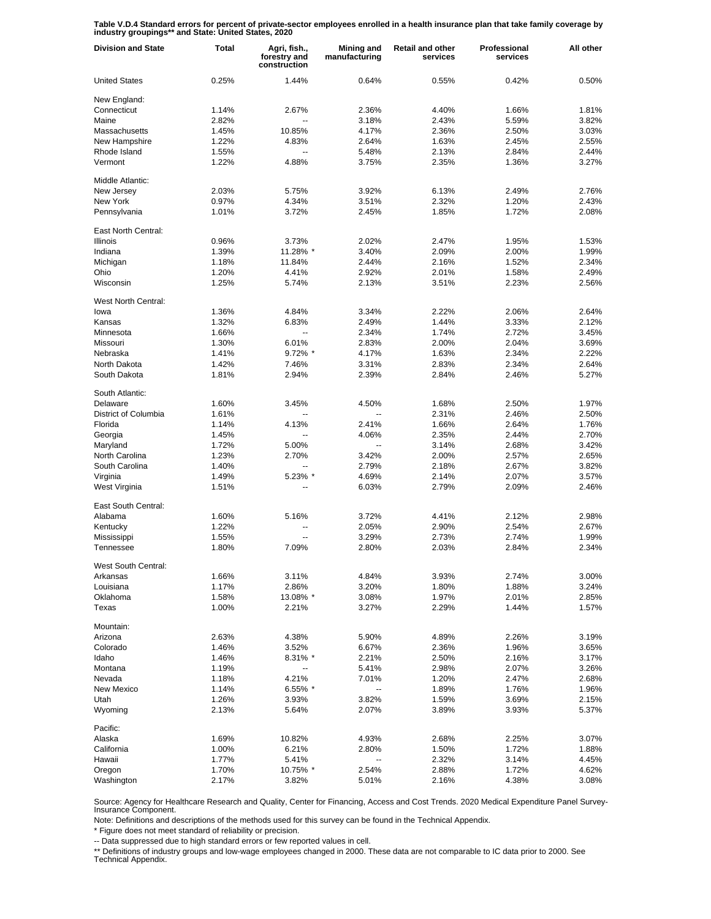**Table V.D.4 Standard errors for percent of private-sector employees enrolled in a health insurance plan that take family coverage by industry groupings** and State: United States, 2020**

| Division and State | Total | Agri, fish., forestry and construction | Mining and manufacturing | Retail and other services | Professional services | All other |
|---|---|---|---|---|---|---|
| United States | 0.25% | 1.44% | 0.64% | 0.55% | 0.42% | 0.50% |
| New England: | | | | | | |
| Connecticut | 1.14% | 2.67% | 2.36% | 4.40% | 1.66% | 1.81% |
| Maine | 2.82% | -- | 3.18% | 2.43% | 5.59% | 3.82% |
| Massachusetts | 1.45% | 10.85% | 4.17% | 2.36% | 2.50% | 3.03% |
| New Hampshire | 1.22% | 4.83% | 2.64% | 1.63% | 2.45% | 2.55% |
| Rhode Island | 1.55% | -- | 5.48% | 2.13% | 2.84% | 2.44% |
| Vermont | 1.22% | 4.88% | 3.75% | 2.35% | 1.36% | 3.27% |
| Middle Atlantic: | | | | | | |
| New Jersey | 2.03% | 5.75% | 3.92% | 6.13% | 2.49% | 2.76% |
| New York | 0.97% | 4.34% | 3.51% | 2.32% | 1.20% | 2.43% |
| Pennsylvania | 1.01% | 3.72% | 2.45% | 1.85% | 1.72% | 2.08% |
| East North Central: | | | | | | |
| Illinois | 0.96% | 3.73% | 2.02% | 2.47% | 1.95% | 1.53% |
| Indiana | 1.39% | 11.28% * | 3.40% | 2.09% | 2.00% | 1.99% |
| Michigan | 1.18% | 11.84% | 2.44% | 2.16% | 1.52% | 2.34% |
| Ohio | 1.20% | 4.41% | 2.92% | 2.01% | 1.58% | 2.49% |
| Wisconsin | 1.25% | 5.74% | 2.13% | 3.51% | 2.23% | 2.56% |
| West North Central: | | | | | | |
| Iowa | 1.36% | 4.84% | 3.34% | 2.22% | 2.06% | 2.64% |
| Kansas | 1.32% | 6.83% | 2.49% | 1.44% | 3.33% | 2.12% |
| Minnesota | 1.66% | -- | 2.34% | 1.74% | 2.72% | 3.45% |
| Missouri | 1.30% | 6.01% | 2.83% | 2.00% | 2.04% | 3.69% |
| Nebraska | 1.41% | 9.72% * | 4.17% | 1.63% | 2.34% | 2.22% |
| North Dakota | 1.42% | 7.46% | 3.31% | 2.83% | 2.34% | 2.64% |
| South Dakota | 1.81% | 2.94% | 2.39% | 2.84% | 2.46% | 5.27% |
| South Atlantic: | | | | | | |
| Delaware | 1.60% | 3.45% | 4.50% | 1.68% | 2.50% | 1.97% |
| District of Columbia | 1.61% | -- | -- | 2.31% | 2.46% | 2.50% |
| Florida | 1.14% | 4.13% | 2.41% | 1.66% | 2.64% | 1.76% |
| Georgia | 1.45% | -- | 4.06% | 2.35% | 2.44% | 2.70% |
| Maryland | 1.72% | 5.00% | -- | 3.14% | 2.68% | 3.42% |
| North Carolina | 1.23% | 2.70% | 3.42% | 2.00% | 2.57% | 2.65% |
| South Carolina | 1.40% | -- | 2.79% | 2.18% | 2.67% | 3.82% |
| Virginia | 1.49% | 5.23% * | 4.69% | 2.14% | 2.07% | 3.57% |
| West Virginia | 1.51% | -- | 6.03% | 2.79% | 2.09% | 2.46% |
| East South Central: | | | | | | |
| Alabama | 1.60% | 5.16% | 3.72% | 4.41% | 2.12% | 2.98% |
| Kentucky | 1.22% | -- | 2.05% | 2.90% | 2.54% | 2.67% |
| Mississippi | 1.55% | -- | 3.29% | 2.73% | 2.74% | 1.99% |
| Tennessee | 1.80% | 7.09% | 2.80% | 2.03% | 2.84% | 2.34% |
| West South Central: | | | | | | |
| Arkansas | 1.66% | 3.11% | 4.84% | 3.93% | 2.74% | 3.00% |
| Louisiana | 1.17% | 2.86% | 3.20% | 1.80% | 1.88% | 3.24% |
| Oklahoma | 1.58% | 13.08% * | 3.08% | 1.97% | 2.01% | 2.85% |
| Texas | 1.00% | 2.21% | 3.27% | 2.29% | 1.44% | 1.57% |
| Mountain: | | | | | | |
| Arizona | 2.63% | 4.38% | 5.90% | 4.89% | 2.26% | 3.19% |
| Colorado | 1.46% | 3.52% | 6.67% | 2.36% | 1.96% | 3.65% |
| Idaho | 1.46% | 8.31% * | 2.21% | 2.50% | 2.16% | 3.17% |
| Montana | 1.19% | -- | 5.41% | 2.98% | 2.07% | 3.26% |
| Nevada | 1.18% | 4.21% | 7.01% | 1.20% | 2.47% | 2.68% |
| New Mexico | 1.14% | 6.55% * | -- | 1.89% | 1.76% | 1.96% |
| Utah | 1.26% | 3.93% | 3.82% | 1.59% | 3.69% | 2.15% |
| Wyoming | 2.13% | 5.64% | 2.07% | 3.89% | 3.93% | 5.37% |
| Pacific: | | | | | | |
| Alaska | 1.69% | 10.82% | 4.93% | 2.68% | 2.25% | 3.07% |
| California | 1.00% | 6.21% | 2.80% | 1.50% | 1.72% | 1.88% |
| Hawaii | 1.77% | 5.41% | -- | 2.32% | 3.14% | 4.45% |
| Oregon | 1.70% | 10.75% * | 2.54% | 2.88% | 1.72% | 4.62% |
| Washington | 2.17% | 3.82% | 5.01% | 2.16% | 4.38% | 3.08% |

Source: Agency for Healthcare Research and Quality, Center for Financing, Access and Cost Trends. 2020 Medical Expenditure Panel Survey-Insurance Component.

Note: Definitions and descriptions of the methods used for this survey can be found in the Technical Appendix.

* Figure does not meet standard of reliability or precision.

-- Data suppressed due to high standard errors or few reported values in cell.

** Definitions of industry groups and low-wage employees changed in 2000. These data are not comparable to IC data prior to 2000. See Technical Appendix.